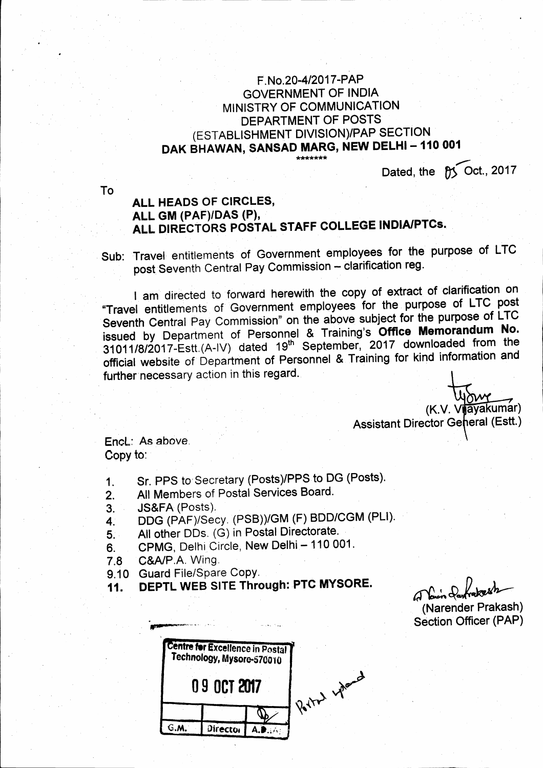F.No.20-4/2017-PAP
GOVERNMENT OF INDIA
MINISTRY OF COMMUNICATION
DEPARTMENT OF POSTS
(ESTABLISHMENT DIVISION)/PAP SECTION
**DAK BHAWAN, SANSAD MARG, NEW DELHI – 110 001**

\*\*\*\*\*\*\*

Dated, the 05 Oct., 2017

To

**ALL HEADS OF CIRCLES,**
**ALL GM (PAF)/DAS (P),**
**ALL DIRECTORS POSTAL STAFF COLLEGE INDIA/PTCs.**

Sub: Travel entitlements of Government employees for the purpose of LTC post Seventh Central Pay Commission – clarification reg.

I am directed to forward herewith the copy of extract of clarification on "Travel entitlements of Government employees for the purpose of LTC post Seventh Central Pay Commission" on the above subject for the purpose of LTC issued by Department of Personnel & Training's **Office Memorandum No.** 31011/8/2017-Estt.(A-IV) dated 19th September, 2017 downloaded from the official website of Department of Personnel & Training for kind information and further necessary action in this regard.

(K.V. Vijayakumar)
Assistant Director General (Estt.)

Encl: As above.
Copy to:

1. Sr. PPS to Secretary (Posts)/PPS to DG (Posts).
2. All Members of Postal Services Board.
3. JS&FA (Posts).
4. DDG (PAF)/Secy. (PSB))/GM (F) BDD/CGM (PLI).
5. All other DDs. (G) in Postal Directorate.
6. CPMG, Delhi Circle, New Delhi – 110 001.

7.8 C&A/P.A. Wing.

9.10 Guard File/Spare Copy.

11. **DEPTL WEB SITE Through: PTC MYSORE.**

(Narender Prakash)
Section Officer (PAP)

Centre for Excellence in Postal Technology, Mysore-570010

09 OCT 2017

| G.M. | Director | A.D.A. |
|---|---|---|

Portal upload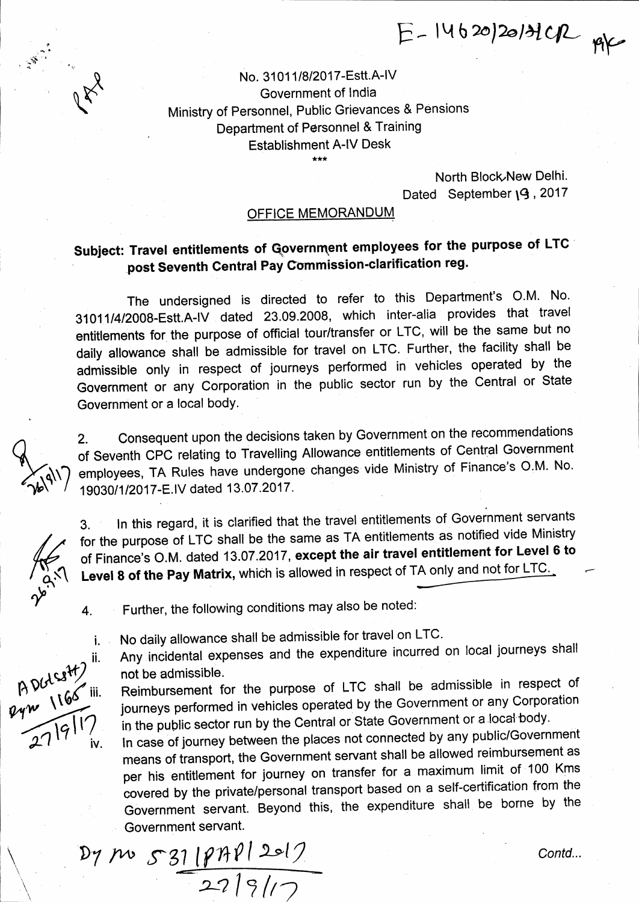E-14620/2017CR

No. 31011/8/2017-Estt.A-IV
Government of India
Ministry of Personnel, Public Grievances & Pensions
Department of Personnel & Training
Establishment A-IV Desk

\*\*\*

North Block, New Delhi.
Dated September 19, 2017

## OFFICE MEMORANDUM

**Subject: Travel entitlements of Government employees for the purpose of LTC post Seventh Central Pay Commission-clarification reg.**

The undersigned is directed to refer to this Department's O.M. No. 31011/4/2008-Estt.A-IV dated 23.09.2008, which inter-alia provides that travel entitlements for the purpose of official tour/transfer or LTC, will be the same but no daily allowance shall be admissible for travel on LTC. Further, the facility shall be admissible only in respect of journeys performed in vehicles operated by the Government or any Corporation in the public sector run by the Central or State Government or a local body.

2. Consequent upon the decisions taken by Government on the recommendations of Seventh CPC relating to Travelling Allowance entitlements of Central Government employees, TA Rules have undergone changes vide Ministry of Finance's O.M. No. 19030/1/2017-E.IV dated 13.07.2017.

3. In this regard, it is clarified that the travel entitlements of Government servants for the purpose of LTC shall be the same as TA entitlements as notified vide Ministry of Finance's O.M. dated 13.07.2017, **except the air travel entitlement for Level 6 to Level 8 of the Pay Matrix,** which is allowed in respect of TA only and not for LTC.

4. Further, the following conditions may also be noted:

i. No daily allowance shall be admissible for travel on LTC.

ii. Any incidental expenses and the expenditure incurred on local journeys shall not be admissible.

iii. Reimbursement for the purpose of LTC shall be admissible in respect of journeys performed in vehicles operated by the Government or any Corporation in the public sector run by the Central or State Government or a local body.

iv. In case of journey between the places not connected by any public/Government means of transport, the Government servant shall be allowed reimbursement as per his entitlement for journey on transfer for a maximum limit of 100 Kms covered by the private/personal transport based on a self-certification from the Government servant. Beyond this, the expenditure shall be borne by the Government servant.

Dy no 531/PAP/2017
27/9/17

Contd...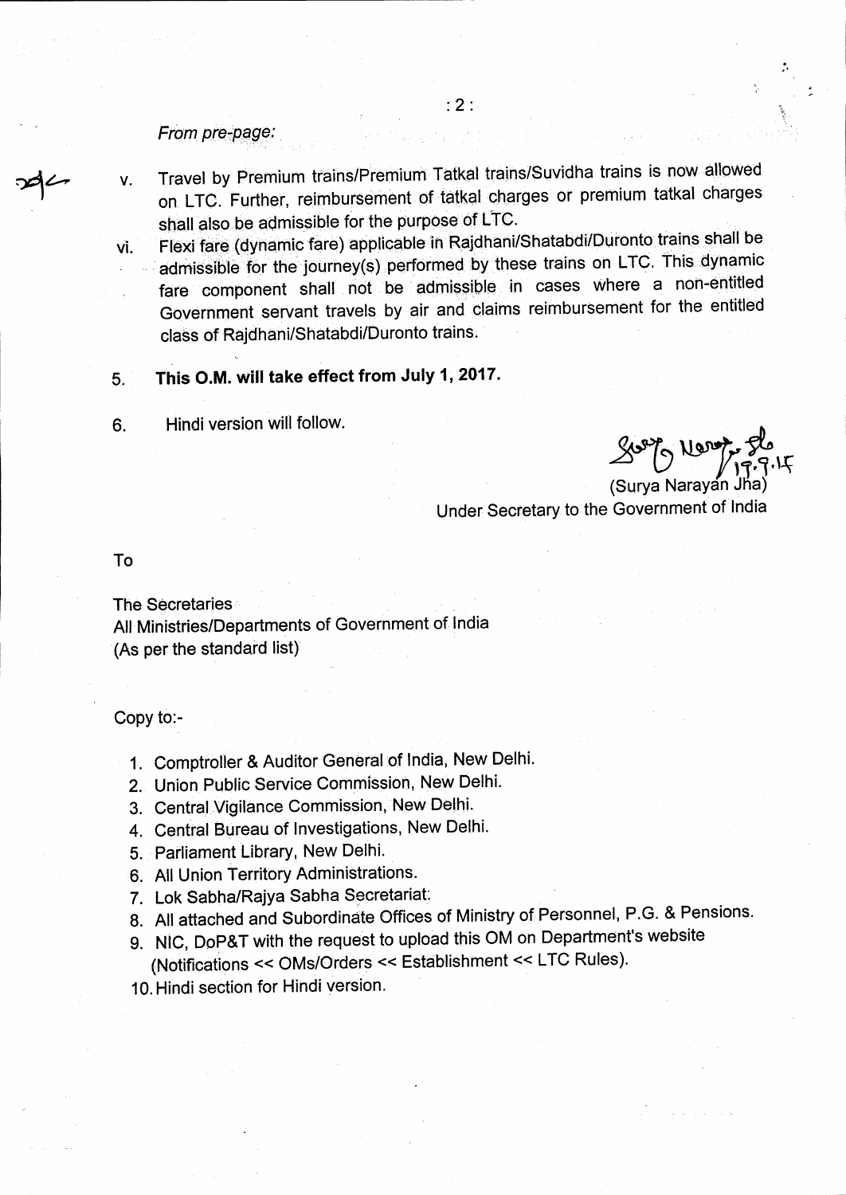*From pre-page:*

v. Travel by Premium trains/Premium Tatkal trains/Suvidha trains is now allowed on LTC. Further, reimbursement of tatkal charges or premium tatkal charges shall also be admissible for the purpose of LTC.

vi. Flexi fare (dynamic fare) applicable in Rajdhani/Shatabdi/Duronto trains shall be admissible for the journey(s) performed by these trains on LTC. This dynamic fare component shall not be admissible in cases where a non-entitled Government servant travels by air and claims reimbursement for the entitled class of Rajdhani/Shatabdi/Duronto trains.

5. **This O.M. will take effect from July 1, 2017.**

6. Hindi version will follow.

(Surya Narayan Jha)
Under Secretary to the Government of India

To

The Secretaries
All Ministries/Departments of Government of India
(As per the standard list)

Copy to:-

1. Comptroller & Auditor General of India, New Delhi.
2. Union Public Service Commission, New Delhi.
3. Central Vigilance Commission, New Delhi.
4. Central Bureau of Investigations, New Delhi.
5. Parliament Library, New Delhi.
6. All Union Territory Administrations.
7. Lok Sabha/Rajya Sabha Secretariat.
8. All attached and Subordinate Offices of Ministry of Personnel, P.G. & Pensions.
9. NIC, DoP&T with the request to upload this OM on Department's website (Notifications << OMs/Orders << Establishment << LTC Rules).
10. Hindi section for Hindi version.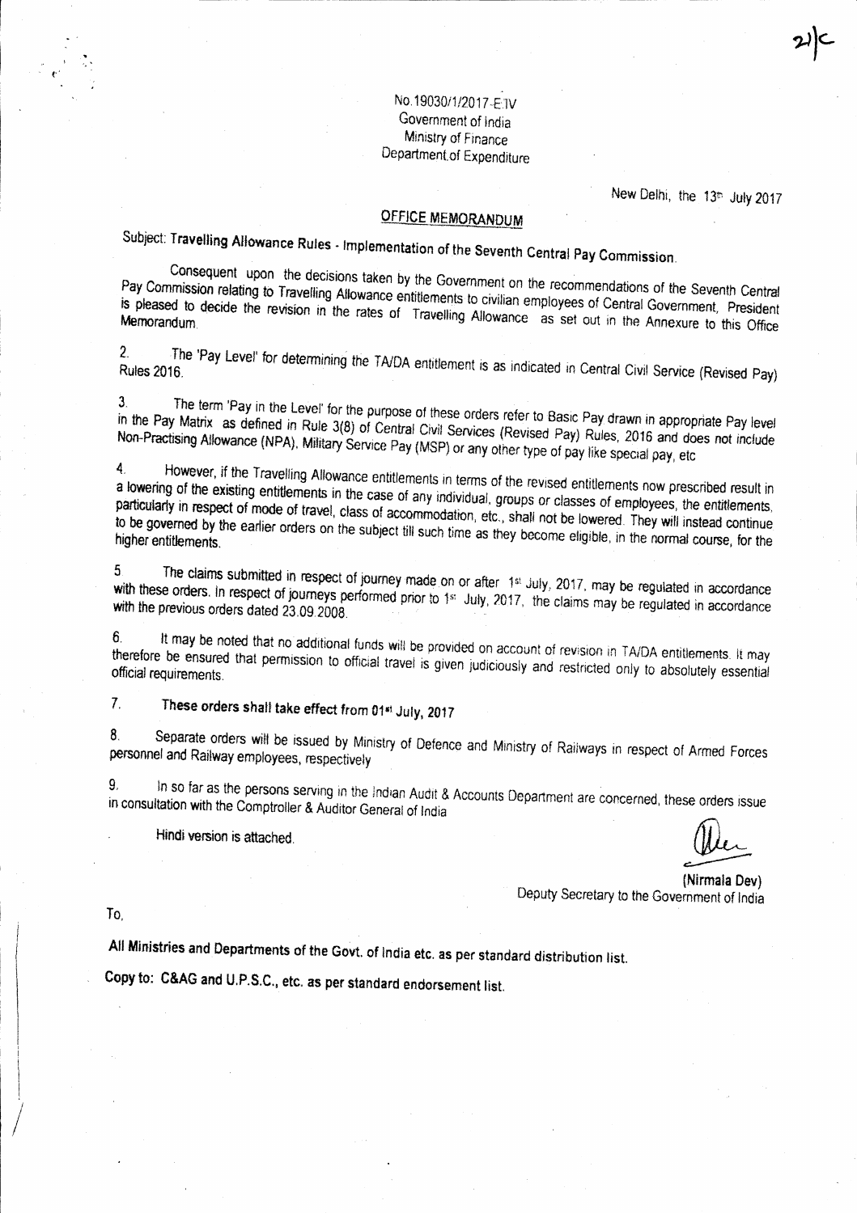No.19030/1/2017-E.IV
Government of India
Ministry of Finance
Department of Expenditure

New Delhi, the 13th July 2017

## OFFICE MEMORANDUM

**Subject: Travelling Allowance Rules - Implementation of the Seventh Central Pay Commission.**

Consequent upon the decisions taken by the Government on the recommendations of the Seventh Central Pay Commission relating to Travelling Allowance entitlements to civilian employees of Central Government, President is pleased to decide the revision in the rates of Travelling Allowance as set out in the Annexure to this Office Memorandum.

2. The 'Pay Level' for determining the TA/DA entitlement is as indicated in Central Civil Service (Revised Pay) Rules 2016.

3. The term 'Pay in the Level' for the purpose of these orders refer to Basic Pay drawn in appropriate Pay level in the Pay Matrix as defined in Rule 3(8) of Central Civil Services (Revised Pay) Rules, 2016 and does not include Non-Practising Allowance (NPA), Military Service Pay (MSP) or any other type of pay like special pay, etc.

4. However, if the Travelling Allowance entitlements in terms of the revised entitlements now prescribed result in a lowering of the existing entitlements in the case of any individual, groups or classes of employees, the entitlements, particularly in respect of mode of travel, class of accommodation, etc., shall not be lowered. They will instead continue to be governed by the earlier orders on the subject till such time as they become eligible, in the normal course, for the higher entitlements.

5. The claims submitted in respect of journey made on or after 1st July, 2017, may be regulated in accordance with these orders. In respect of journeys performed prior to 1st July, 2017, the claims may be regulated in accordance with the previous orders dated 23.09.2008.

6. It may be noted that no additional funds will be provided on account of revision in TA/DA entitlements. It may therefore be ensured that permission to official travel is given judiciously and restricted only to absolutely essential official requirements.

7. **These orders shall take effect from 01st July, 2017**

8. Separate orders will be issued by Ministry of Defence and Ministry of Railways in respect of Armed Forces personnel and Railway employees, respectively

9. In so far as the persons serving in the Indian Audit & Accounts Department are concerned, these orders issue in consultation with the Comptroller & Auditor General of India

Hindi version is attached.

**(Nirmala Dev)**
Deputy Secretary to the Government of India

To,

**All Ministries and Departments of the Govt. of India etc. as per standard distribution list.**

**Copy to: C&AG and U.P.S.C., etc. as per standard endorsement list.**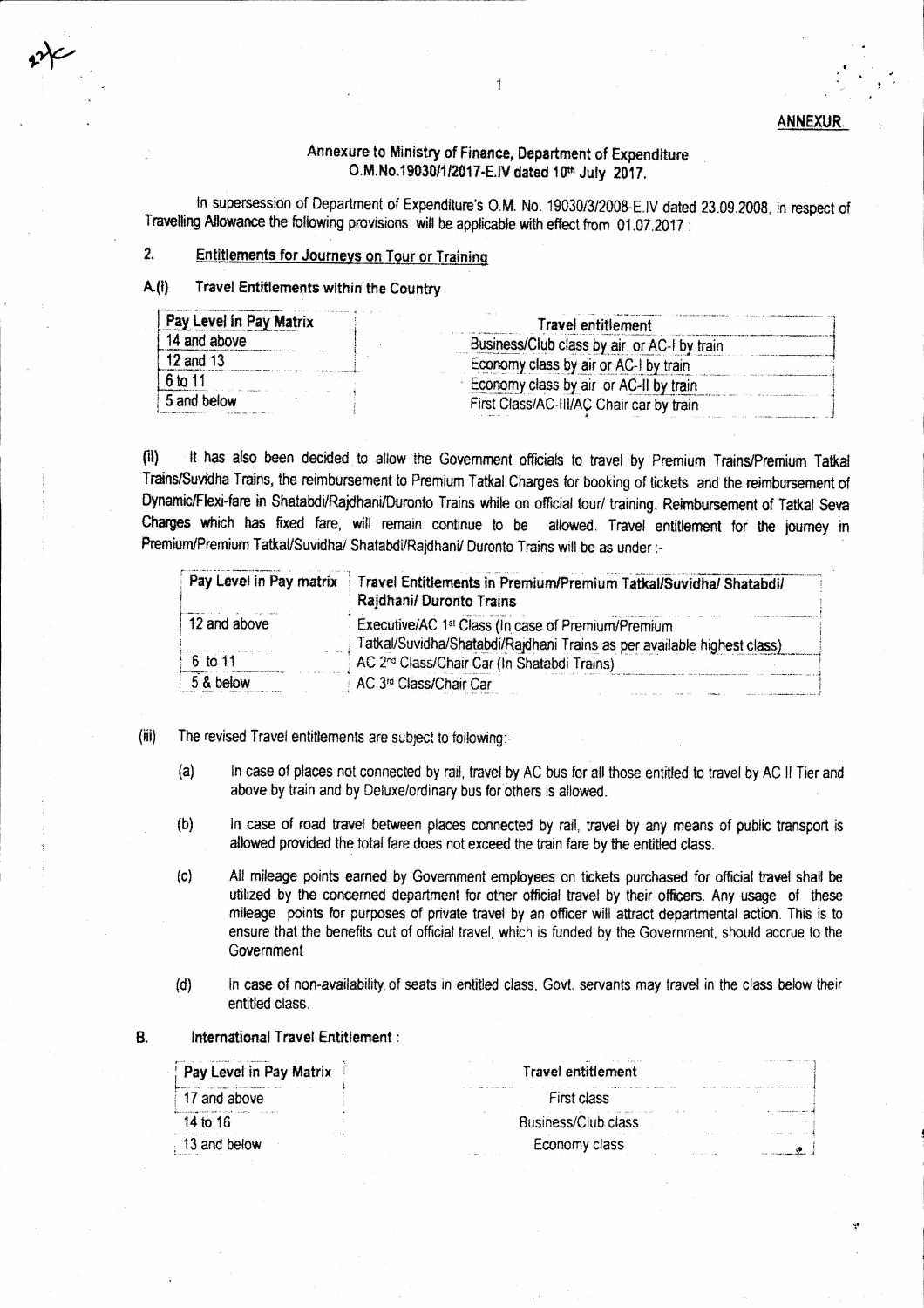**ANNEXUR.**

### Annexure to Ministry of Finance, Department of Expenditure O.M.No.19030/1/2017-E.IV dated 10th July 2017.

In supersession of Department of Expenditure's O.M. No. 19030/3/2008-E.IV dated 23.09.2008, in respect of Travelling Allowance the following provisions will be applicable with effect from 01.07.2017 :

## 2. Entitlements for Journeys on Tour or Training

### A.(i) Travel Entitlements within the Country

| Pay Level in Pay Matrix | Travel entitlement |
|---|---|
| 14 and above | Business/Club class by air or AC-I by train |
| 12 and 13 | Economy class by air or AC-I by train |
| 6 to 11 | Economy class by air or AC-II by train |
| 5 and below | First Class/AC-III/AC Chair car by train |

(ii) It has also been decided to allow the Government officials to travel by Premium Trains/Premium Tatkal Trains/Suvidha Trains, the reimbursement to Premium Tatkal Charges for booking of tickets and the reimbursement of Dynamic/Flexi-fare in Shatabdi/Rajdhani/Duronto Trains while on official tour/ training. Reimbursement of Tatkal Seva Charges which has fixed fare, will remain continue to be allowed. Travel entitlement for the journey in Premium/Premium Tatkal/Suvidha/ Shatabdi/Rajdhani/ Duronto Trains will be as under :-

| Pay Level in Pay matrix | Travel Entitlements in Premium/Premium Tatkal/Suvidha/ Shatabdi/ Rajdhani/ Duronto Trains |
|---|---|
| 12 and above | Executive/AC 1st Class (In case of Premium/Premium Tatkal/Suvidha/Shatabdi/Rajdhani Trains as per available highest class) |
| 6 to 11 | AC 2nd Class/Chair Car (In Shatabdi Trains) |
| 5 & below | AC 3rd Class/Chair Car |

(iii) The revised Travel entitlements are subject to following:-

(a) In case of places not connected by rail, travel by AC bus for all those entitled to travel by AC II Tier and above by train and by Deluxe/ordinary bus for others is allowed.

(b) In case of road travel between places connected by rail, travel by any means of public transport is allowed provided the total fare does not exceed the train fare by the entitled class.

(c) All mileage points earned by Government employees on tickets purchased for official travel shall be utilized by the concerned department for other official travel by their officers. Any usage of these mileage points for purposes of private travel by an officer will attract departmental action. This is to ensure that the benefits out of official travel, which is funded by the Government, should accrue to the Government

(d) In case of non-availability of seats in entitled class, Govt. servants may travel in the class below their entitled class.

### B. International Travel Entitlement :

| Pay Level in Pay Matrix | Travel entitlement |
|---|---|
| 17 and above | First class |
| 14 to 16 | Business/Club class |
| 13 and below | Economy class |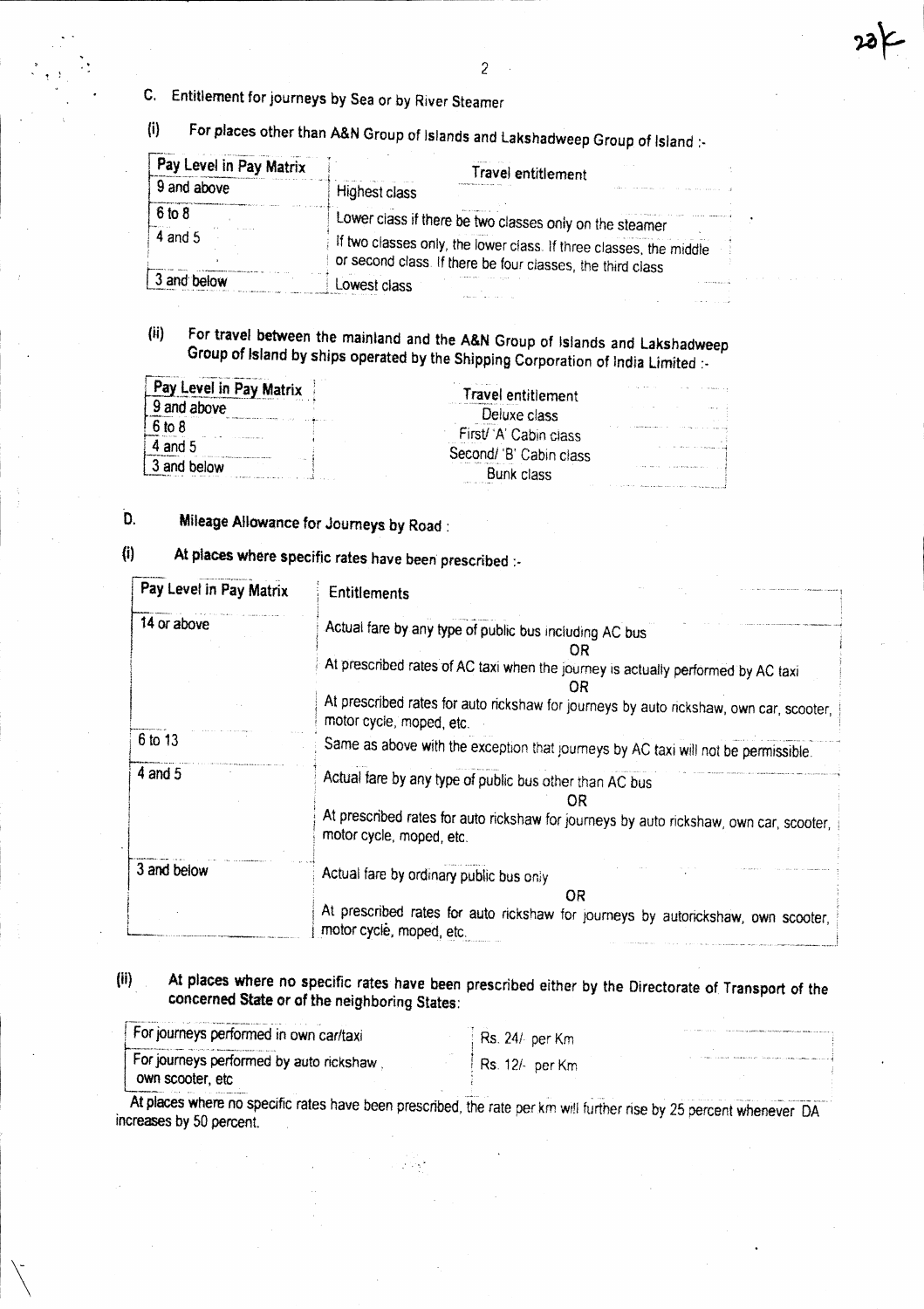## C. Entitlement for journeys by Sea or by River Steamer

### (i) For places other than A&N Group of Islands and Lakshadweep Group of Island :-

| Pay Level in Pay Matrix | Travel entitlement |
|---|---|
| 9 and above | Highest class |
| 6 to 8 | Lower class if there be two classes only on the steamer |
| 4 and 5 | If two classes only, the lower class. If three classes, the middle or second class. If there be four classes, the third class |
| 3 and below | Lowest class |

### (ii) For travel between the mainland and the A&N Group of Islands and Lakshadweep Group of Island by ships operated by the Shipping Corporation of India Limited :-

| Pay Level in Pay Matrix | Travel entitlement |
|---|---|
| 9 and above | Deluxe class |
| 6 to 8 | First/ 'A' Cabin class |
| 4 and 5 | Second/ 'B' Cabin class |
| 3 and below | Bunk class |

## D. Mileage Allowance for Journeys by Road :

### (i) At places where specific rates have been prescribed :-

| Pay Level in Pay Matrix | Entitlements |
|---|---|
| 14 or above | Actual fare by any type of public bus including AC bus<br>OR<br>At prescribed rates of AC taxi when the journey is actually performed by AC taxi<br>OR<br>At prescribed rates for auto rickshaw for journeys by auto rickshaw, own car, scooter, motor cycle, moped, etc. |
| 6 to 13 | Same as above with the exception that journeys by AC taxi will not be permissible. |
| 4 and 5 | Actual fare by any type of public bus other than AC bus<br>OR<br>At prescribed rates for auto rickshaw for journeys by auto rickshaw, own car, scooter, motor cycle, moped, etc. |
| 3 and below | Actual fare by ordinary public bus only<br>OR<br>At prescribed rates for auto rickshaw for journeys by autorickshaw, own scooter, motor cycle, moped, etc. |

### (ii) At places where no specific rates have been prescribed either by the Directorate of Transport of the concerned State or of the neighboring States:

| | |
|---|---|
| For journeys performed in own car/taxi | Rs. 24/- per Km |
| For journeys performed by auto rickshaw, own scooter, etc | Rs. 12/- per Km |

At places where no specific rates have been prescribed, the rate per km will further rise by 25 percent whenever DA increases by 50 percent.